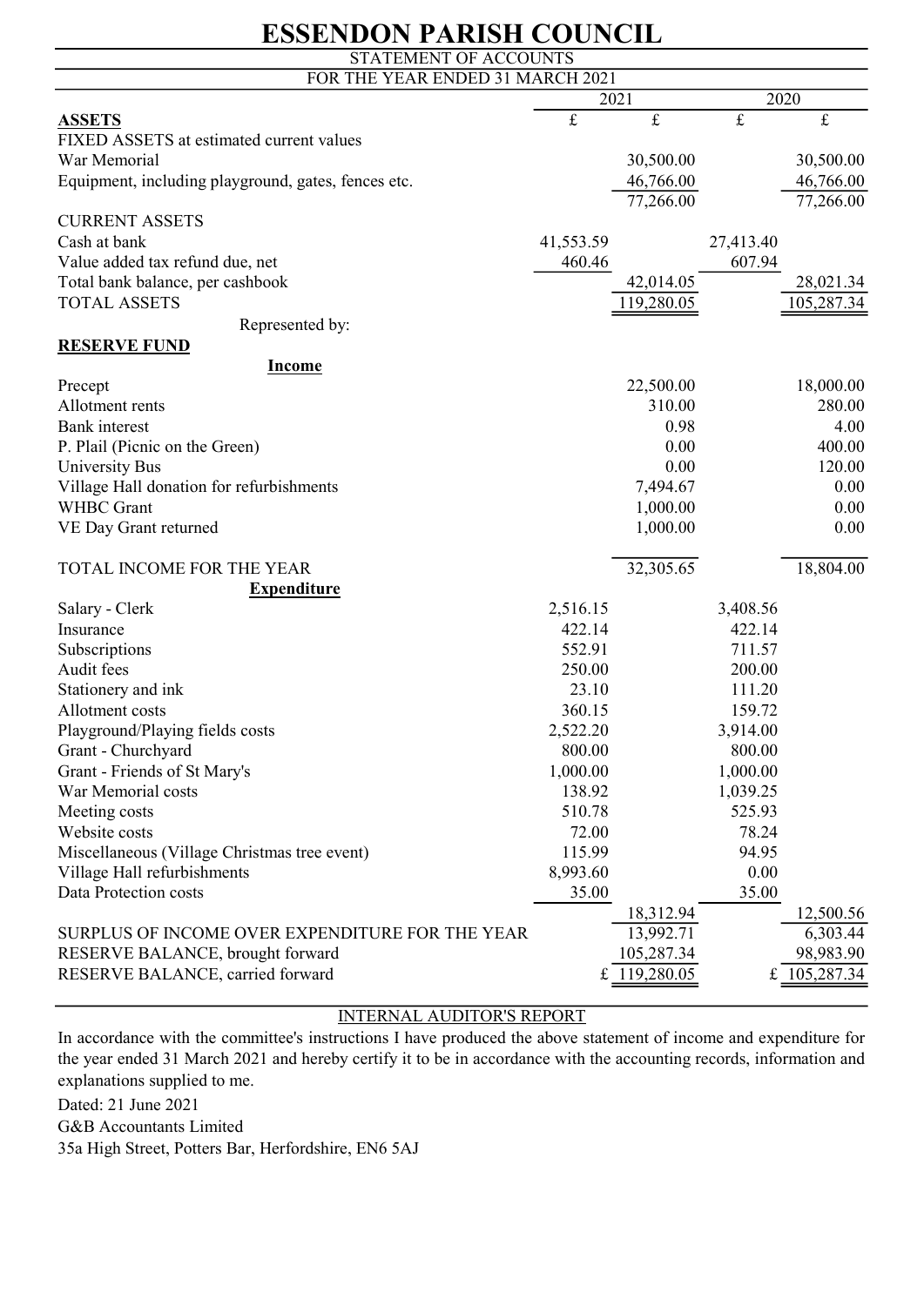# ESSENDON PARISH COUNCIL

STATEMENT OF ACCOUNTS

FOR THE YEAR ENDED 31 MARCH 2021

| | 2021 | | 2020 | |
|---|---|---|---|---|
| **ASSETS** | £ | £ | £ | £ |
| FIXED ASSETS at estimated current values | | | | |
| War Memorial | | 30,500.00 | | 30,500.00 |
| Equipment, including playground, gates, fences etc. | | 46,766.00 | | 46,766.00 |
| | | 77,266.00 | | 77,266.00 |
| CURRENT ASSETS | | | | |
| Cash at bank | 41,553.59 | | 27,413.40 | |
| Value added tax refund due, net | 460.46 | | 607.94 | |
| Total bank balance, per cashbook | | 42,014.05 | | 28,021.34 |
| TOTAL ASSETS | | 119,280.05 | | 105,287.34 |
| Represented by: | | | | |
| **RESERVE FUND** | | | | |
| **Income** | | | | |
| Precept | | 22,500.00 | | 18,000.00 |
| Allotment rents | | 310.00 | | 280.00 |
| Bank interest | | 0.98 | | 4.00 |
| P. Plail (Picnic on the Green) | | 0.00 | | 400.00 |
| University Bus | | 0.00 | | 120.00 |
| Village Hall donation for refurbishments | | 7,494.67 | | 0.00 |
| WHBC Grant | | 1,000.00 | | 0.00 |
| VE Day Grant returned | | 1,000.00 | | 0.00 |
| TOTAL INCOME FOR THE YEAR | | 32,305.65 | | 18,804.00 |
| **Expenditure** | | | | |
| Salary - Clerk | 2,516.15 | | 3,408.56 | |
| Insurance | 422.14 | | 422.14 | |
| Subscriptions | 552.91 | | 711.57 | |
| Audit fees | 250.00 | | 200.00 | |
| Stationery and ink | 23.10 | | 111.20 | |
| Allotment costs | 360.15 | | 159.72 | |
| Playground/Playing fields costs | 2,522.20 | | 3,914.00 | |
| Grant - Churchyard | 800.00 | | 800.00 | |
| Grant - Friends of St Mary's | 1,000.00 | | 1,000.00 | |
| War Memorial costs | 138.92 | | 1,039.25 | |
| Meeting costs | 510.78 | | 525.93 | |
| Website costs | 72.00 | | 78.24 | |
| Miscellaneous (Village Christmas tree event) | 115.99 | | 94.95 | |
| Village Hall refurbishments | 8,993.60 | | 0.00 | |
| Data Protection costs | 35.00 | | 35.00 | |
| | | 18,312.94 | | 12,500.56 |
| SURPLUS OF INCOME OVER EXPENDITURE FOR THE YEAR | | 13,992.71 | | 6,303.44 |
| RESERVE BALANCE, brought forward | | 105,287.34 | | 98,983.90 |
| RESERVE BALANCE, carried forward | | £ 119,280.05 | | £ 105,287.34 |

## INTERNAL AUDITOR'S REPORT

In accordance with the committee's instructions I have produced the above statement of income and expenditure for the year ended 31 March 2021 and hereby certify it to be in accordance with the accounting records, information and explanations supplied to me.

Dated: 21 June 2021

G&B Accountants Limited

35a High Street, Potters Bar, Herfordshire, EN6 5AJ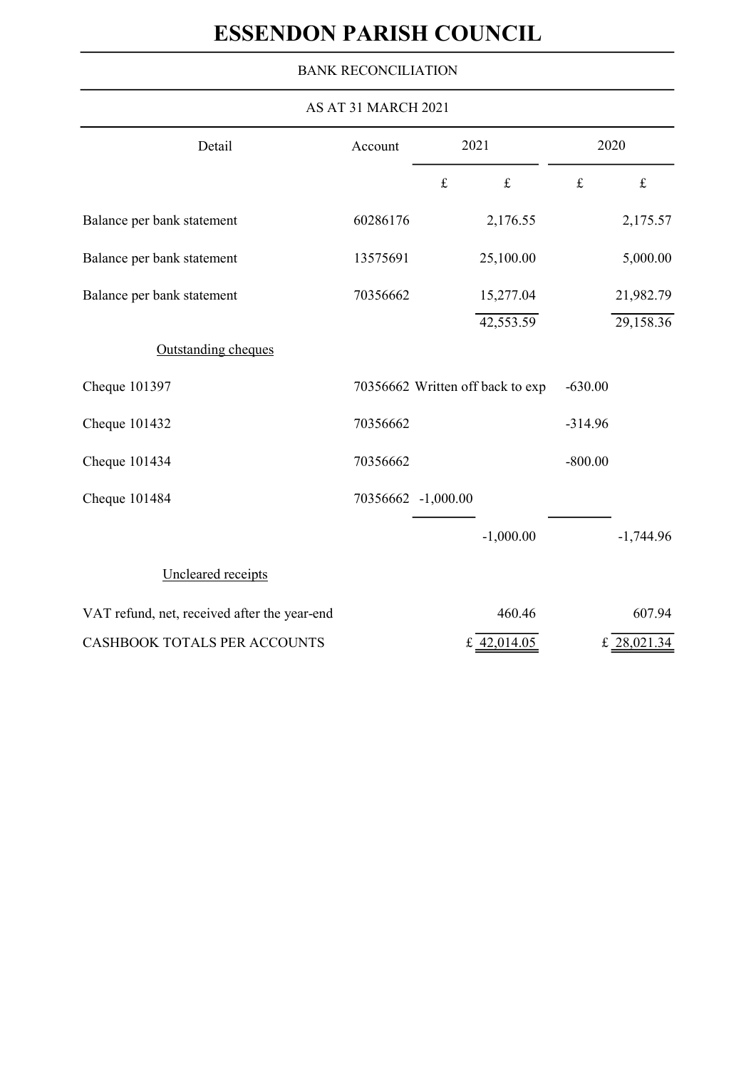# ESSENDON PARISH COUNCIL

BANK RECONCILIATION

AS AT 31 MARCH 2021

| Detail | Account | 2021 | | 2020 | |
|---|---|---|---|---|---|
| | | £ | £ | £ | £ |
| Balance per bank statement | 60286176 | | 2,176.55 | | 2,175.57 |
| Balance per bank statement | 13575691 | | 25,100.00 | | 5,000.00 |
| Balance per bank statement | 70356662 | | 15,277.04 | | 21,982.79 |
| | | | 42,553.59 | | 29,158.36 |
| <u>Outstanding cheques</u> | | | | | |
| Cheque 101397 | 70356662 | Written off back to exp | | -630.00 | |
| Cheque 101432 | 70356662 | | | -314.96 | |
| Cheque 101434 | 70356662 | | | -800.00 | |
| Cheque 101484 | 70356662 | -1,000.00 | | | |
| | | | -1,000.00 | | -1,744.96 |
| <u>Uncleared receipts</u> | | | | | |
| VAT refund, net, received after the year-end | | | 460.46 | | 607.94 |
| CASHBOOK TOTALS PER ACCOUNTS | | | £ 42,014.05 | | £ 28,021.34 |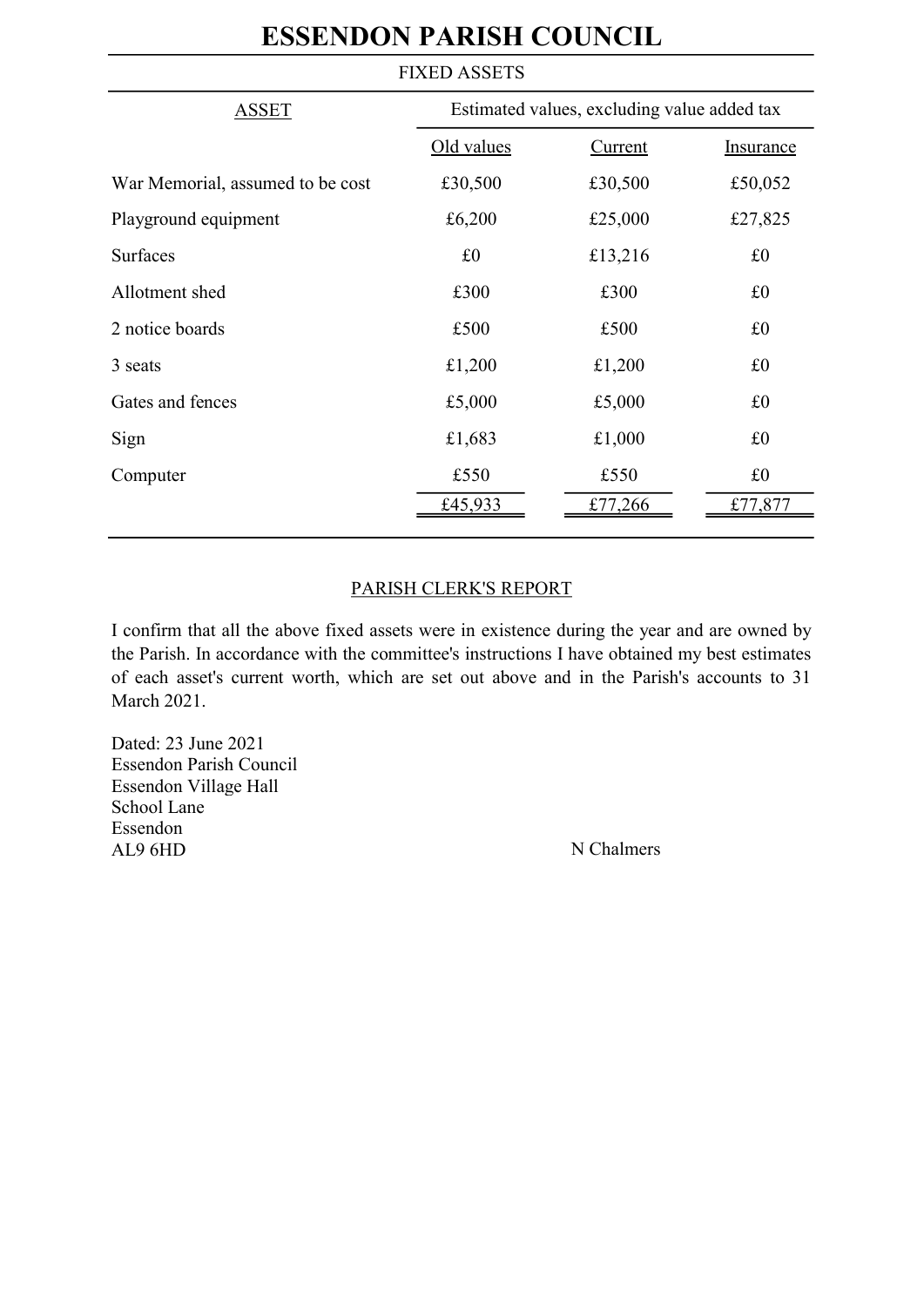# ESSENDON PARISH COUNCIL

FIXED ASSETS

| ASSET | Estimated values, excluding value added tax | | |
|---|---|---|---|
| | Old values | Current | Insurance |
| War Memorial, assumed to be cost | £30,500 | £30,500 | £50,052 |
| Playground equipment | £6,200 | £25,000 | £27,825 |
| Surfaces | £0 | £13,216 | £0 |
| Allotment shed | £300 | £300 | £0 |
| 2 notice boards | £500 | £500 | £0 |
| 3 seats | £1,200 | £1,200 | £0 |
| Gates and fences | £5,000 | £5,000 | £0 |
| Sign | £1,683 | £1,000 | £0 |
| Computer | £550 | £550 | £0 |
| | £45,933 | £77,266 | £77,877 |

## PARISH CLERK'S REPORT

I confirm that all the above fixed assets were in existence during the year and are owned by the Parish. In accordance with the committee's instructions I have obtained my best estimates of each asset's current worth, which are set out above and in the Parish's accounts to 31 March 2021.

Dated: 23 June 2021
Essendon Parish Council
Essendon Village Hall
School Lane
Essendon
AL9 6HD

N Chalmers